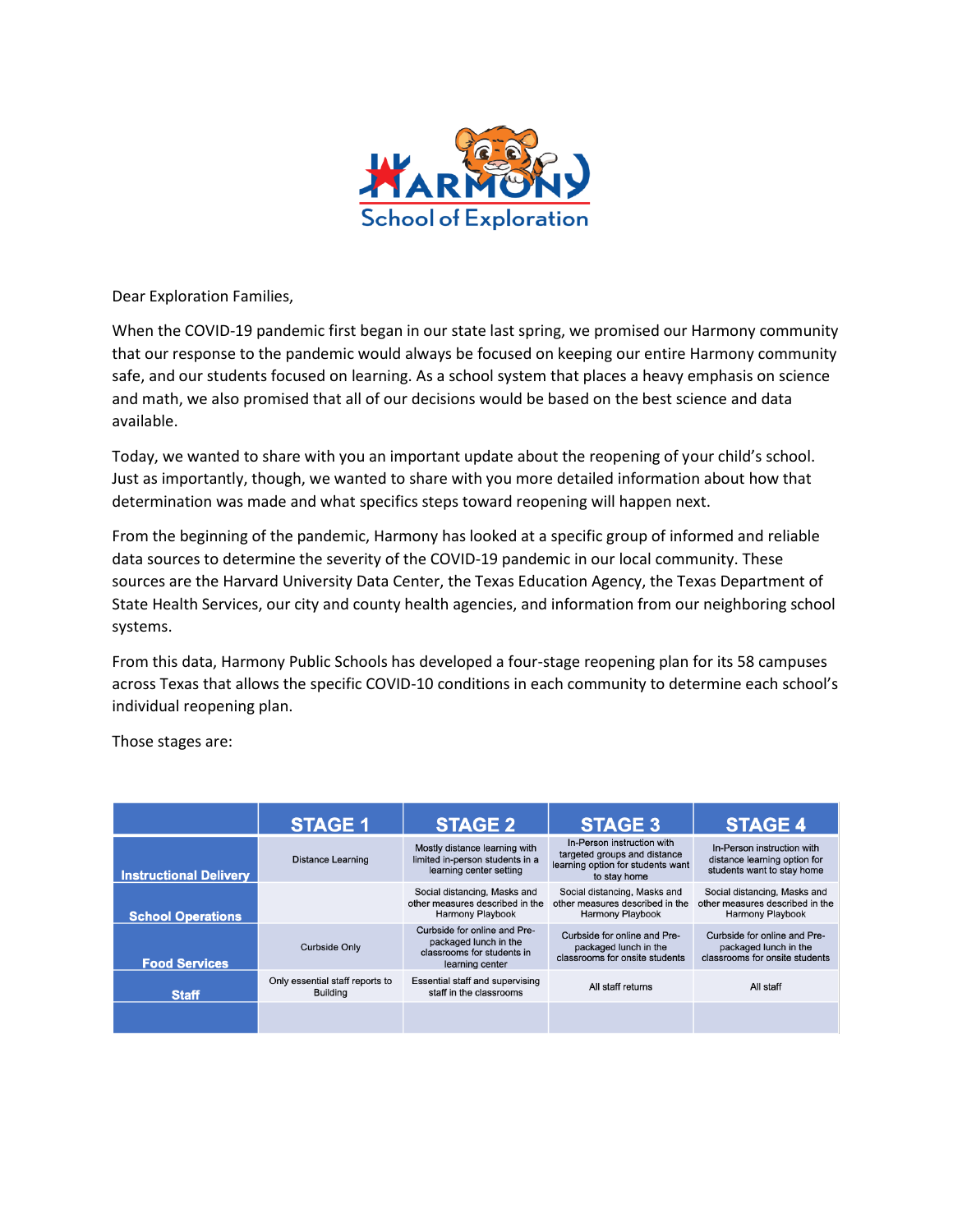Harmony School of Exploration

Dear Exploration Families,

When the COVID-19 pandemic first began in our state last spring, we promised our Harmony community that our response to the pandemic would always be focused on keeping our entire Harmony community safe, and our students focused on learning. As a school system that places a heavy emphasis on science and math, we also promised that all of our decisions would be based on the best science and data available.

Today, we wanted to share with you an important update about the reopening of your child's school. Just as importantly, though, we wanted to share with you more detailed information about how that determination was made and what specifics steps toward reopening will happen next.

From the beginning of the pandemic, Harmony has looked at a specific group of informed and reliable data sources to determine the severity of the COVID-19 pandemic in our local community. These sources are the Harvard University Data Center, the Texas Education Agency, the Texas Department of State Health Services, our city and county health agencies, and information from our neighboring school systems.

From this data, Harmony Public Schools has developed a four-stage reopening plan for its 58 campuses across Texas that allows the specific COVID-10 conditions in each community to determine each school's individual reopening plan.

Those stages are:

| | STAGE 1 | STAGE 2 | STAGE 3 | STAGE 4 |
|---|---|---|---|---|
| **Instructional Delivery** | Distance Learning | Mostly distance learning with limited in-person students in a learning center setting | In-Person instruction with targeted groups and distance learning option for students want to stay home | In-Person instruction with distance learning option for students want to stay home |
| **School Operations** | | Social distancing, Masks and other measures described in the Harmony Playbook | Social distancing, Masks and other measures described in the Harmony Playbook | Social distancing, Masks and other measures described in the Harmony Playbook |
| **Food Services** | Curbside Only | Curbside for online and Pre-packaged lunch in the classrooms for students in learning center | Curbside for online and Pre-packaged lunch in the classrooms for onsite students | Curbside for online and Pre-packaged lunch in the classrooms for onsite students |
| **Staff** | Only essential staff reports to Building | Essential staff and supervising staff in the classrooms | All staff returns | All staff |
| | | | | |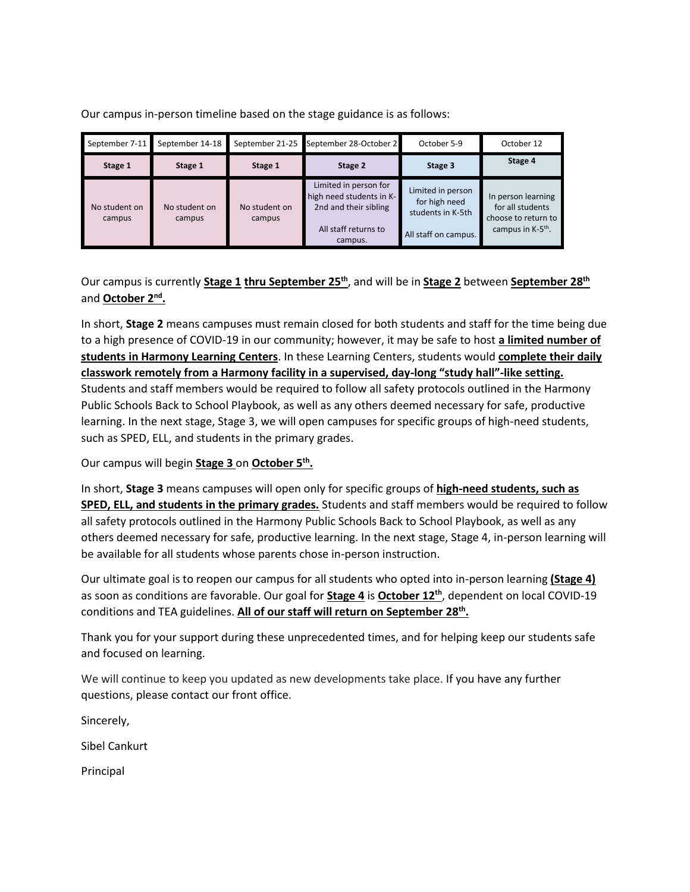Our campus in-person timeline based on the stage guidance is as follows:

| September 7-11 | September 14-18 | September 21-25 | September 28-October 2 | October 5-9 | October 12 |
|---|---|---|---|---|---|
| **Stage 1** | **Stage 1** | **Stage 1** | **Stage 2** | **Stage 3** | **Stage 4** |
| No student on campus | No student on campus | No student on campus | Limited in person for high need students in K-2nd and their sibling<br><br>All staff returns to campus. | Limited in person for high need students in K-5th<br><br>All staff on campus. | In person learning for all students choose to return to campus in K-5th. |

Our campus is currently **Stage 1** **thru September 25th**, and will be in **Stage 2** between **September 28th** and **October 2nd.**

In short, **Stage 2** means campuses must remain closed for both students and staff for the time being due to a high presence of COVID-19 in our community; however, it may be safe to host **a limited number of students in Harmony Learning Centers**. In these Learning Centers, students would **complete their daily classwork remotely from a Harmony facility in a supervised, day-long "study hall"-like setting.** Students and staff members would be required to follow all safety protocols outlined in the Harmony Public Schools Back to School Playbook, as well as any others deemed necessary for safe, productive learning. In the next stage, Stage 3, we will open campuses for specific groups of high-need students, such as SPED, ELL, and students in the primary grades.

Our campus will begin **Stage 3** on **October 5th.**

In short, **Stage 3** means campuses will open only for specific groups of **high-need students, such as SPED, ELL, and students in the primary grades.** Students and staff members would be required to follow all safety protocols outlined in the Harmony Public Schools Back to School Playbook, as well as any others deemed necessary for safe, productive learning. In the next stage, Stage 4, in-person learning will be available for all students whose parents chose in-person instruction.

Our ultimate goal is to reopen our campus for all students who opted into in-person learning **(Stage 4)** as soon as conditions are favorable. Our goal for **Stage 4** is **October 12th**, dependent on local COVID-19 conditions and TEA guidelines. **All of our staff will return on September 28th.**

Thank you for your support during these unprecedented times, and for helping keep our students safe and focused on learning.

We will continue to keep you updated as new developments take place. If you have any further questions, please contact our front office.

Sincerely,

Sibel Cankurt

Principal